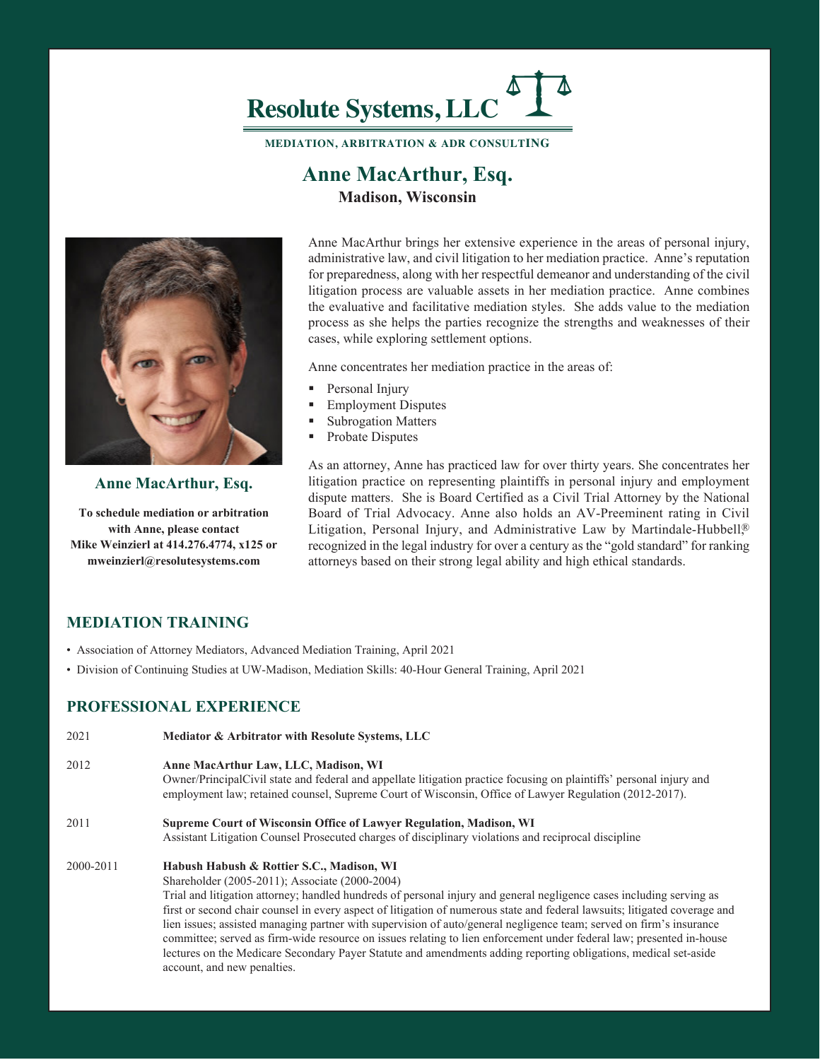# Resolute Systems, LLC

MEDIATION, ARBITRATION & ADR CONSULTING

## Anne MacArthur, Esq.

**Madison, Wisconsin**

**Anne MacArthur, Esq.**

**To schedule mediation or arbitration with Anne, please contact Mike Weinzierl at 414.276.4774, x125 or mweinzierl@resolutesystems.com**

Anne MacArthur brings her extensive experience in the areas of personal injury, administrative law, and civil litigation to her mediation practice. Anne's reputation for preparedness, along with her respectful demeanor and understanding of the civil litigation process are valuable assets in her mediation practice. Anne combines the evaluative and facilitative mediation styles. She adds value to the mediation process as she helps the parties recognize the strengths and weaknesses of their cases, while exploring settlement options.

Anne concentrates her mediation practice in the areas of:

- Personal Injury
- Employment Disputes
- Subrogation Matters
- Probate Disputes

As an attorney, Anne has practiced law for over thirty years. She concentrates her litigation practice on representing plaintiffs in personal injury and employment dispute matters. She is Board Certified as a Civil Trial Attorney by the National Board of Trial Advocacy. Anne also holds an AV-Preeminent rating in Civil Litigation, Personal Injury, and Administrative Law by Martindale-Hubbell,® recognized in the legal industry for over a century as the "gold standard" for ranking attorneys based on their strong legal ability and high ethical standards.

## MEDIATION TRAINING

- Association of Attorney Mediators, Advanced Mediation Training, April 2021
- Division of Continuing Studies at UW-Madison, Mediation Skills: 40-Hour General Training, April 2021

## PROFESSIONAL EXPERIENCE

| | |
|---|---|
| 2021 | **Mediator & Arbitrator with Resolute Systems, LLC** |
| 2012 | **Anne MacArthur Law, LLC, Madison, WI**<br>Owner/PrincipalCivil state and federal and appellate litigation practice focusing on plaintiffs' personal injury and employment law; retained counsel, Supreme Court of Wisconsin, Office of Lawyer Regulation (2012-2017). |
| 2011 | **Supreme Court of Wisconsin Office of Lawyer Regulation, Madison, WI**<br>Assistant Litigation Counsel Prosecuted charges of disciplinary violations and reciprocal discipline |
| 2000-2011 | **Habush Habush & Rottier S.C., Madison, WI**<br>Shareholder (2005-2011); Associate (2000-2004)<br>Trial and litigation attorney; handled hundreds of personal injury and general negligence cases including serving as first or second chair counsel in every aspect of litigation of numerous state and federal lawsuits; litigated coverage and lien issues; assisted managing partner with supervision of auto/general negligence team; served on firm's insurance committee; served as firm-wide resource on issues relating to lien enforcement under federal law; presented in-house lectures on the Medicare Secondary Payer Statute and amendments adding reporting obligations, medical set-aside account, and new penalties. |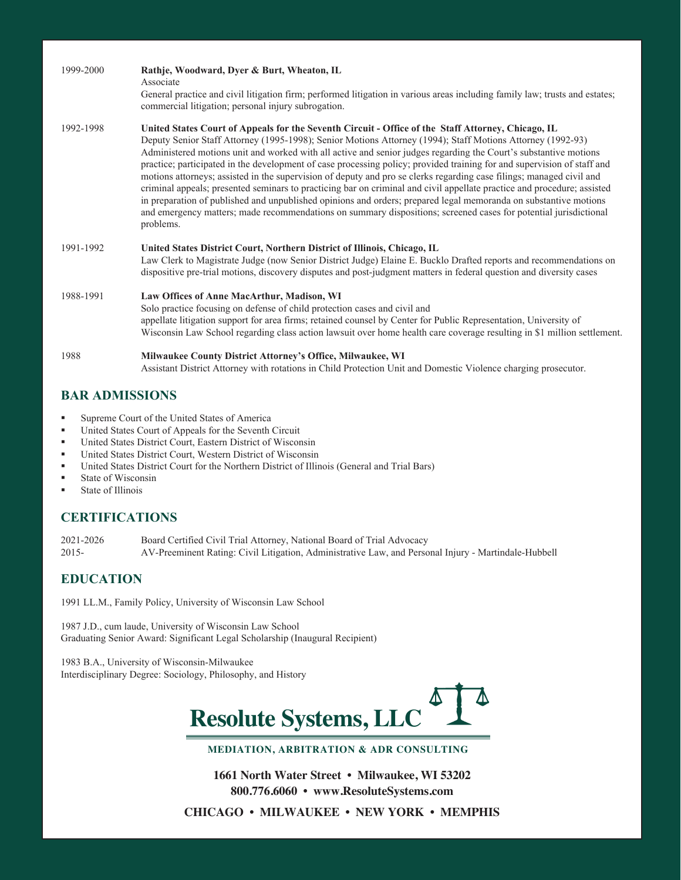1999-2000 **Rathje, Woodward, Dyer & Burt, Wheaton, IL**
Associate
General practice and civil litigation firm; performed litigation in various areas including family law; trusts and estates; commercial litigation; personal injury subrogation.

1992-1998 **United States Court of Appeals for the Seventh Circuit - Office of the Staff Attorney, Chicago, IL**
Deputy Senior Staff Attorney (1995-1998); Senior Motions Attorney (1994); Staff Motions Attorney (1992-93)
Administered motions unit and worked with all active and senior judges regarding the Court's substantive motions practice; participated in the development of case processing policy; provided training for and supervision of staff and motions attorneys; assisted in the supervision of deputy and pro se clerks regarding case filings; managed civil and criminal appeals; presented seminars to practicing bar on criminal and civil appellate practice and procedure; assisted in preparation of published and unpublished opinions and orders; prepared legal memoranda on substantive motions and emergency matters; made recommendations on summary dispositions; screened cases for potential jurisdictional problems.

1991-1992 **United States District Court, Northern District of Illinois, Chicago, IL**
Law Clerk to Magistrate Judge (now Senior District Judge) Elaine E. Bucklo Drafted reports and recommendations on dispositive pre-trial motions, discovery disputes and post-judgment matters in federal question and diversity cases

1988-1991 **Law Offices of Anne MacArthur, Madison, WI**
Solo practice focusing on defense of child protection cases and civil and appellate litigation support for area firms; retained counsel by Center for Public Representation, University of Wisconsin Law School regarding class action lawsuit over home health care coverage resulting in $1 million settlement.

1988 **Milwaukee County District Attorney's Office, Milwaukee, WI**
Assistant District Attorney with rotations in Child Protection Unit and Domestic Violence charging prosecutor.

## BAR ADMISSIONS

- Supreme Court of the United States of America
- United States Court of Appeals for the Seventh Circuit
- United States District Court, Eastern District of Wisconsin
- United States District Court, Western District of Wisconsin
- United States District Court for the Northern District of Illinois (General and Trial Bars)
- State of Wisconsin
- State of Illinois

## CERTIFICATIONS

2021-2026 Board Certified Civil Trial Attorney, National Board of Trial Advocacy
2015- AV-Preeminent Rating: Civil Litigation, Administrative Law, and Personal Injury - Martindale-Hubbell

## EDUCATION

1991 LL.M., Family Policy, University of Wisconsin Law School

1987 J.D., cum laude, University of Wisconsin Law School
Graduating Senior Award: Significant Legal Scholarship (Inaugural Recipient)

1983 B.A., University of Wisconsin-Milwaukee
Interdisciplinary Degree: Sociology, Philosophy, and History

**Resolute Systems, LLC**

**MEDIATION, ARBITRATION & ADR CONSULTING**

**1661 North Water Street • Milwaukee, WI 53202**
**800.776.6060 • www.ResoluteSystems.com**

**CHICAGO • MILWAUKEE • NEW YORK • MEMPHIS**